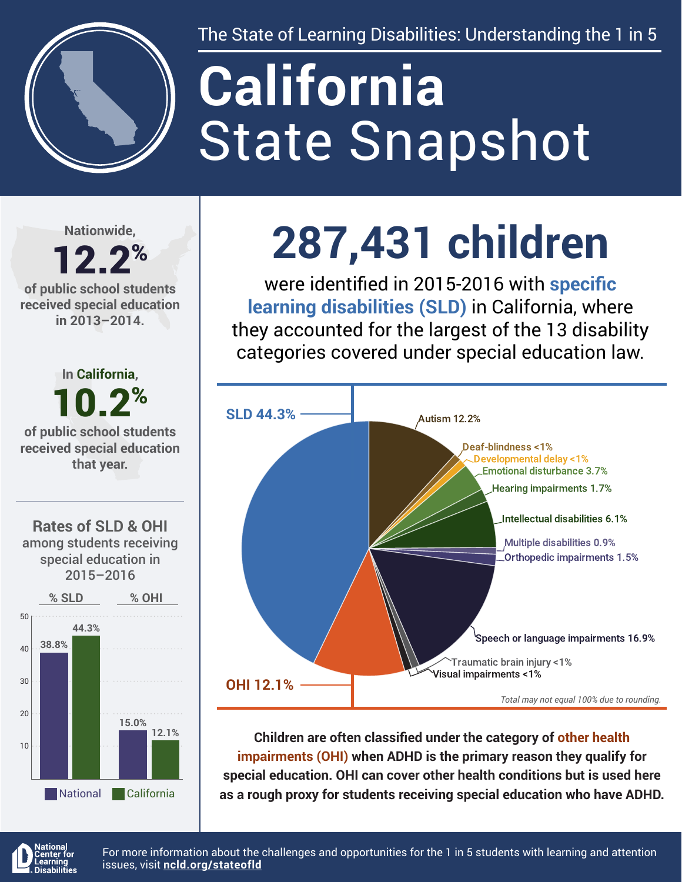The State of Learning Disabilities: Understanding the 1 in 5

# California State Snapshot

Nationwide, **12.2%** of public school students received special education in 2013–2014.

In California, **10.2%** of public school students received special education that year.

## Rates of SLD & OHI among students receiving special education in 2015–2016

| | % SLD | % OHI |
|---|---|---|
| National | 38.8% | 15.0% |
| California | 44.3% | 12.1% |

# 287,431 children

were identified in 2015-2016 with **specific learning disabilities (SLD)** in California, where they accounted for the largest of the 13 disability categories covered under special education law.

| Category | Percent |
|---|---|
| SLD | 44.3% |
| Autism | 12.2% |
| Deaf-blindness | <1% |
| Developmental delay | <1% |
| Emotional disturbance | 3.7% |
| Hearing impairments | 1.7% |
| Intellectual disabilities | 6.1% |
| Multiple disabilities | 0.9% |
| Orthopedic impairments | 1.5% |
| Speech or language impairments | 16.9% |
| Traumatic brain injury | <1% |
| Visual impairments | <1% |
| OHI | 12.1% |

*Total may not equal 100% due to rounding.*

**Children are often classified under the category of other health impairments (OHI) when ADHD is the primary reason they qualify for special education. OHI can cover other health conditions but is used here as a rough proxy for students receiving special education who have ADHD.**

National Center for Learning Disabilities

For more information about the challenges and opportunities for the 1 in 5 students with learning and attention issues, visit **ncld.org/stateofld**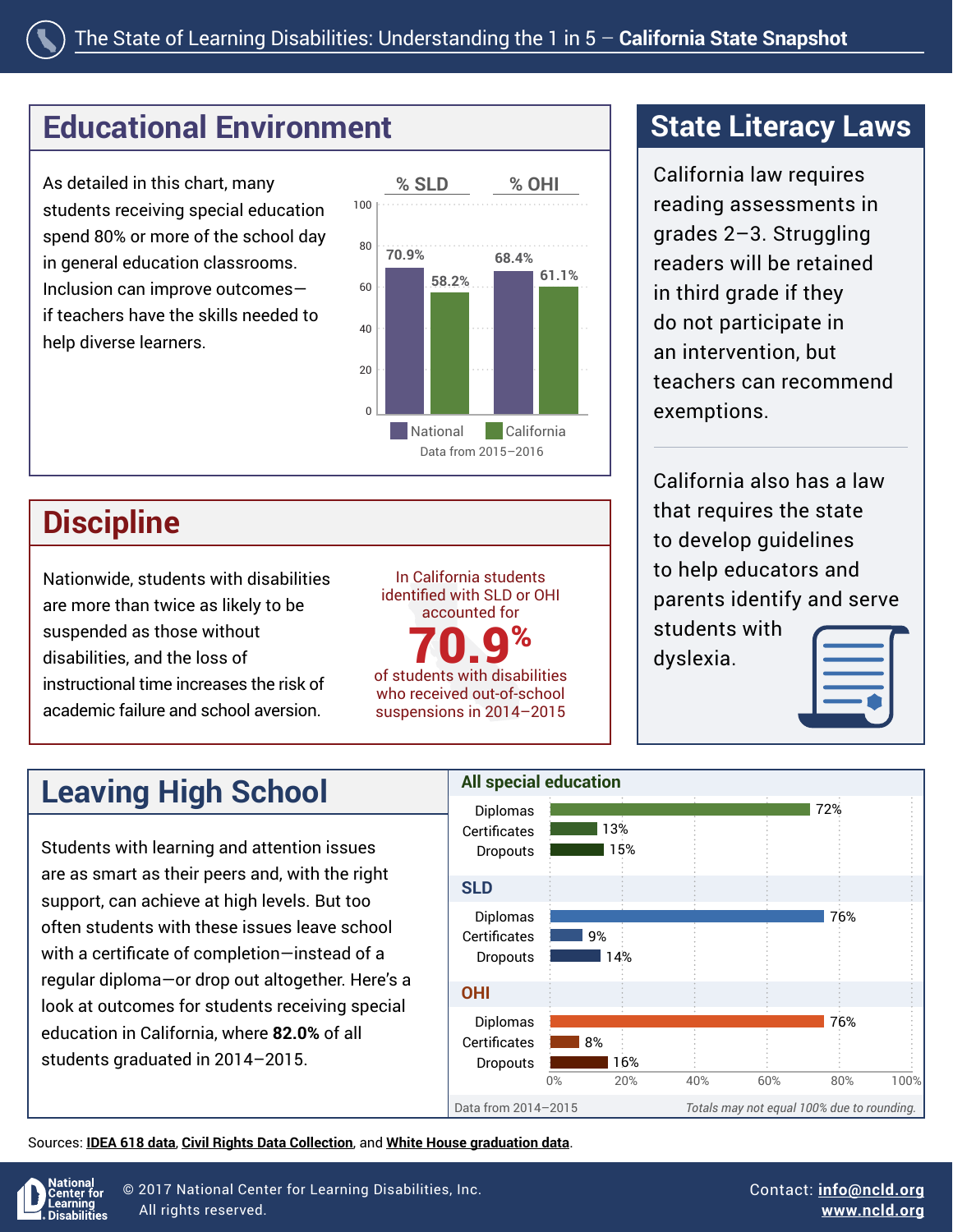# The State of Learning Disabilities: Understanding the 1 in 5 – **California State Snapshot**

## Educational Environment

As detailed in this chart, many students receiving special education spend 80% or more of the school day in general education classrooms. Inclusion can improve outcomes—if teachers have the skills needed to help diverse learners.

% SLD
% OHI
100
80
60
40
20
0
70.9%
58.2%
68.4%
61.1%
National
California
Data from 2015–2016

## State Literacy Laws

California law requires reading assessments in grades 2–3. Struggling readers will be retained in third grade if they do not participate in an intervention, but teachers can recommend exemptions.

California also has a law that requires the state to develop guidelines to help educators and parents identify and serve students with dyslexia.

## Discipline

Nationwide, students with disabilities are more than twice as likely to be suspended as those without disabilities, and the loss of instructional time increases the risk of academic failure and school aversion.

In California students identified with SLD or OHI accounted for **70.9%** of students with disabilities who received out-of-school suspensions in 2014–2015

## Leaving High School

Students with learning and attention issues are as smart as their peers and, with the right support, can achieve at high levels. But too often students with these issues leave school with a certificate of completion—instead of a regular diploma—or drop out altogether. Here's a look at outcomes for students receiving special education in California, where **82.0%** of all students graduated in 2014–2015.

**All special education**
Diplomas 72%
Certificates 13%
Dropouts 15%

**SLD**
Diplomas 76%
Certificates 9%
Dropouts 14%

**OHI**
Diplomas 76%
Certificates 8%
Dropouts 16%

0% 20% 40% 60% 80% 100%

Data from 2014–2015

*Totals may not equal 100% due to rounding.*

Sources: **IDEA 618 data**, **Civil Rights Data Collection**, and **White House graduation data**.

National Center for Learning Disabilities

© 2017 National Center for Learning Disabilities, Inc. All rights reserved.

Contact: **info@ncld.org** **www.ncld.org**